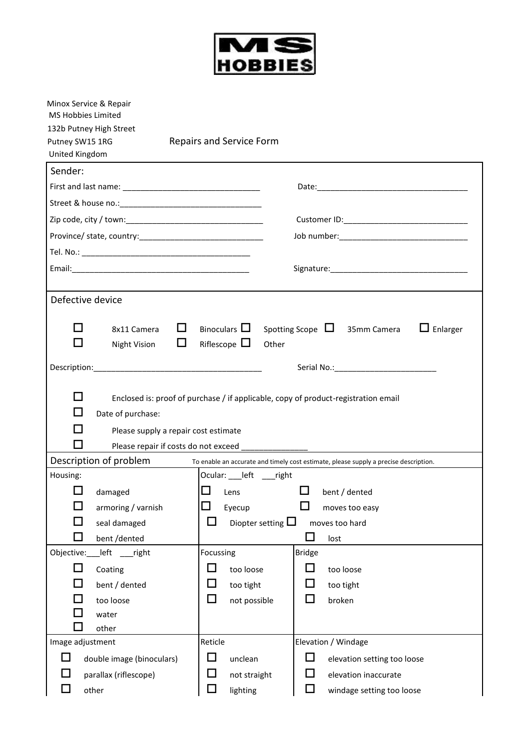MS HOBBIES

Minox Service & Repair
MS Hobbies Limited
132b Putney High Street
Putney SW15 1RG
United Kingdom

# Repairs and Service Form

## Sender:

First and last name: _______________________________ Date:___________________________________

Street & house no.:________________________________

Zip code, city / town:________________________________ Customer ID:_____________________________

Province/ state, country:____________________________ Job number:_____________________________

Tel. No.: _______________________________________

Email:_________________________________________ Signature:_______________________________

## Defective device

☐ 8x11 Camera ☐ Binoculars ☐ Spotting Scope ☐ 35mm Camera ☐ Enlarger

☐ Night Vision ☐ Riflescope ☐ Other

Description:______________________________________ Serial No.:_______________________

☐ Enclosed is: proof of purchase / if applicable, copy of product-registration email

☐ Date of purchase:

☐ Please supply a repair cost estimate

☐ Please repair if costs do not exceed _______________

## Description of problem

To enable an accurate and timely cost estimate, please supply a precise description.

**Housing:**

☐ damaged
☐ armoring / varnish
☐ seal damaged
☐ bent /dented

**Ocular: ___left ___right**

☐ Lens
☐ Eyecup
☐ Diopter setting
☐ bent / dented
☐ moves too easy
☐ moves too hard
☐ lost

**Objective:___left ___right**

☐ Coating
☐ bent / dented
☐ too loose
☐ water
☐ other

**Focussing**

☐ too loose
☐ too tight
☐ not possible

**Bridge**

☐ too loose
☐ too tight
☐ broken

**Image adjustment**

☐ double image (binoculars)
☐ parallax (riflescope)
☐ other

**Reticle**

☐ unclear
☐ not straight
☐ lighting

**Elevation / Windage**

☐ elevation setting too loose
☐ elevation inaccurate
☐ windage setting too loose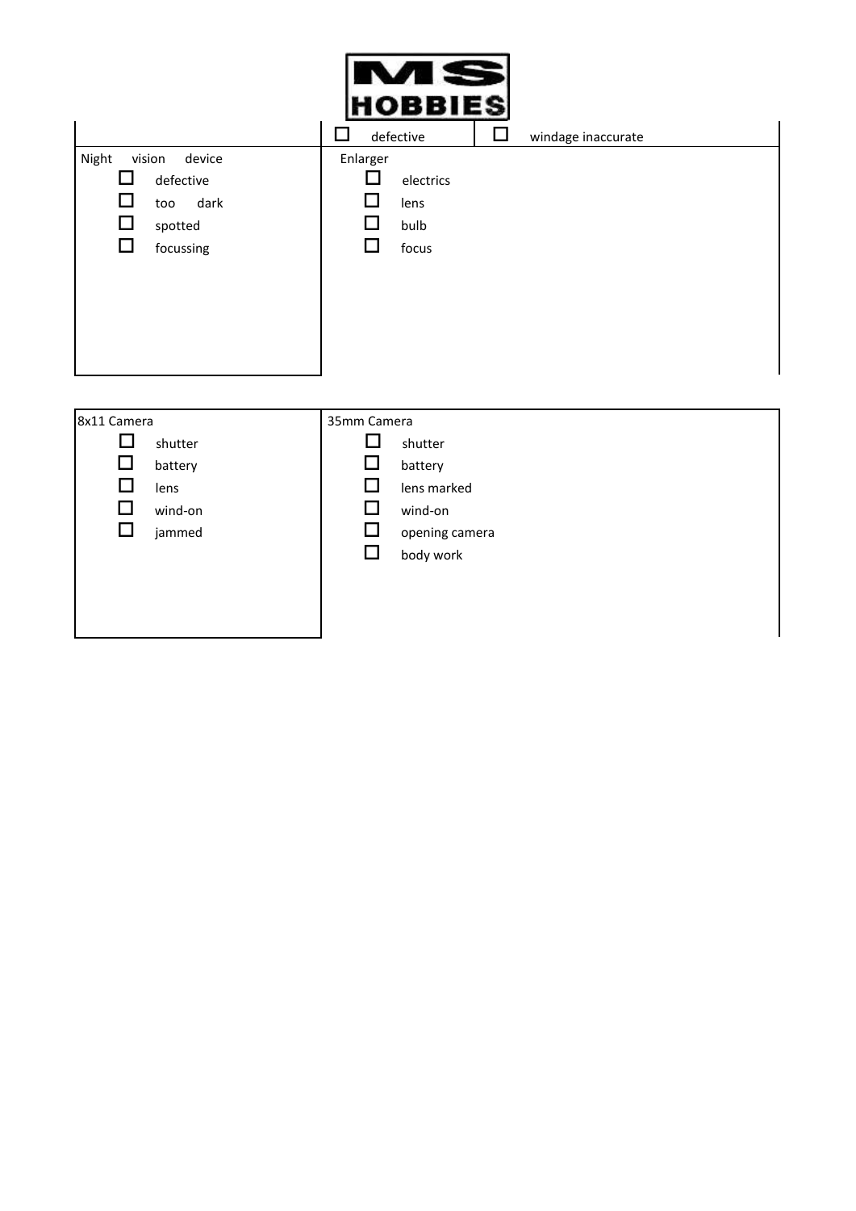MS HOBBIES

| | | |
|---|---|---|
| | ☐ defective | ☐ windage inaccurate |

| | |
|---|---|
| Night vision device | Enlarger |
| ☐ defective | ☐ electrics |
| ☐ too dark | ☐ lens |
| ☐ spotted | ☐ bulb |
| ☐ focussing | ☐ focus |

| | |
|---|---|
| 8x11 Camera | 35mm Camera |
| ☐ shutter | ☐ shutter |
| ☐ battery | ☐ battery |
| ☐ lens | ☐ lens marked |
| ☐ wind-on | ☐ wind-on |
| ☐ jammed | ☐ opening camera |
| | ☐ body work |